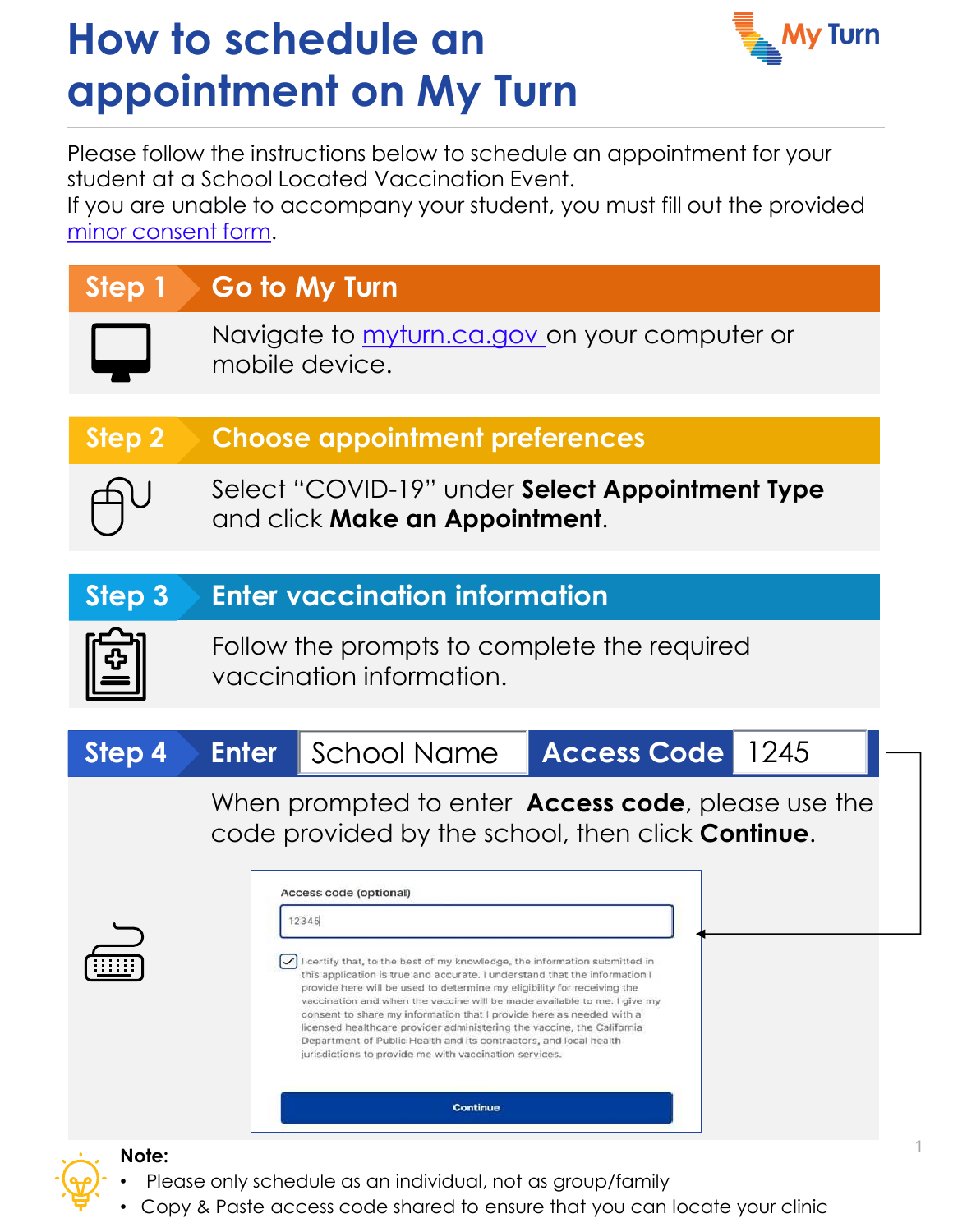# How to schedule an appointment on My Turn

My Turn

Please follow the instructions below to schedule an appointment for your student at a School Located Vaccination Event.
If you are unable to accompany your student, you must fill out the provided [minor consent form](minor consent form).

## Step 1 — Go to My Turn

Navigate to [myturn.ca.gov](myturn.ca.gov) on your computer or mobile device.

## Step 2 — Choose appointment preferences

Select "COVID-19" under **Select Appointment Type** and click **Make an Appointment**.

## Step 3 — Enter vaccination information

Follow the prompts to complete the required vaccination information.

## Step 4 — Enter | School Name | Access Code | 1245

When prompted to enter **Access code**, please use the code provided by the school, then click **Continue**.

Access code (optional)

12345

I certify that, to the best of my knowledge, the information submitted in this application is true and accurate. I understand that the information I provide here will be used to determine my eligibility for receiving the vaccination and when the vaccine will be made available to me. I give my consent to share my information that I provide here as needed with a licensed healthcare provider administering the vaccine, the California Department of Public Health and its contractors, and local health jurisdictions to provide me with vaccination services.

Continue

**Note:**

- Please only schedule as an individual, not as group/family
- Copy & Paste access code shared to ensure that you can locate your clinic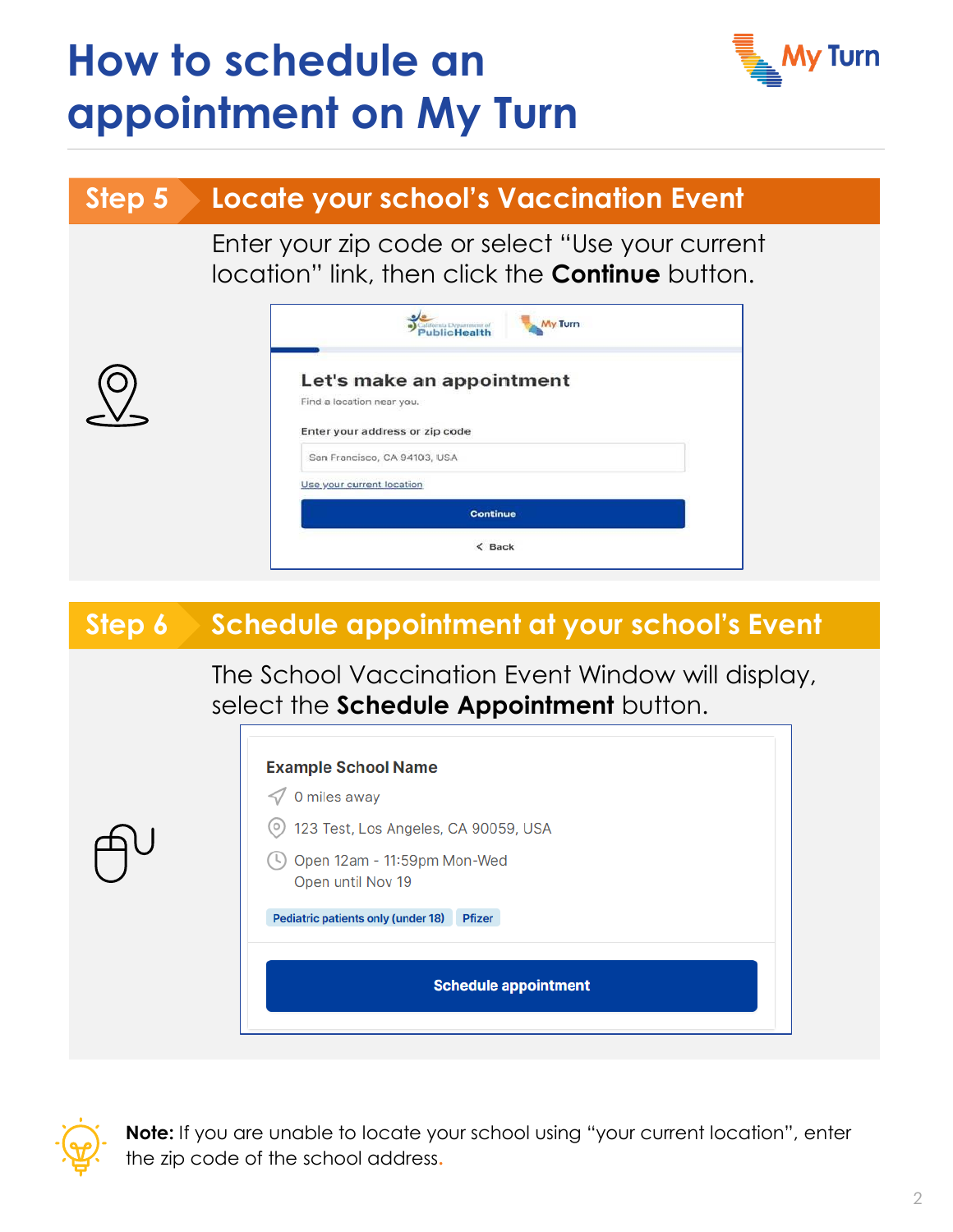# How to schedule an appointment on My Turn

## Step 5 Locate your school's Vaccination Event

Enter your zip code or select "Use your current location" link, then click the **Continue** button.

**Let's make an appointment**

Find a location near you.

Enter your address or zip code

San Francisco, CA 94103, USA

Use your current location

Continue

< Back

## Step 6 Schedule appointment at your school's Event

The School Vaccination Event Window will display, select the **Schedule Appointment** button.

**Example School Name**

0 miles away

123 Test, Los Angeles, CA 90059, USA

Open 12am - 11:59pm Mon-Wed
Open until Nov 19

Pediatric patients only (under 18) | Pfizer

Schedule appointment

**Note:** If you are unable to locate your school using "your current location", enter the zip code of the school address.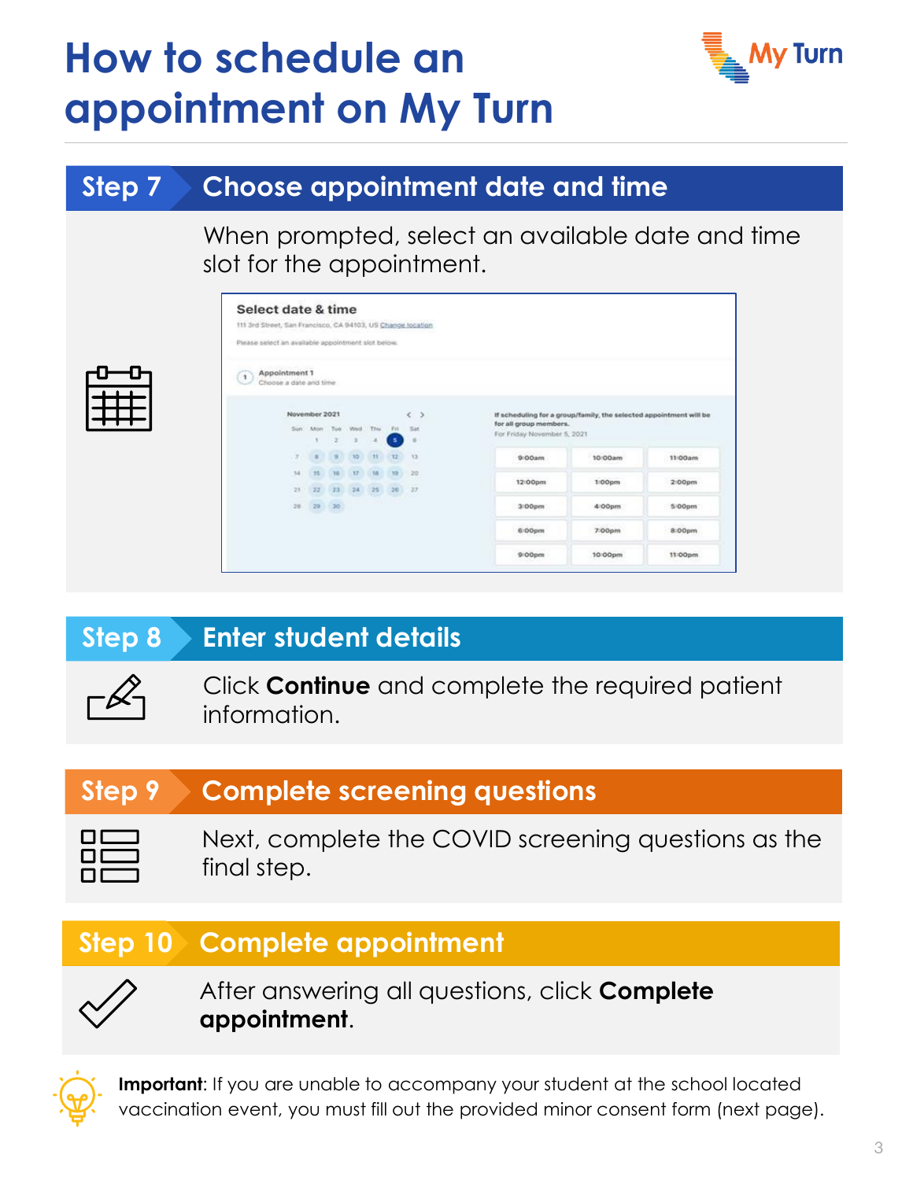# How to schedule an appointment on My Turn

## Step 7 Choose appointment date and time

When prompted, select an available date and time slot for the appointment.

## Step 8 Enter student details

Click **Continue** and complete the required patient information.

## Step 9 Complete screening questions

Next, complete the COVID screening questions as the final step.

## Step 10 Complete appointment

After answering all questions, click **Complete appointment**.

**Important**: If you are unable to accompany your student at the school located vaccination event, you must fill out the provided minor consent form (next page).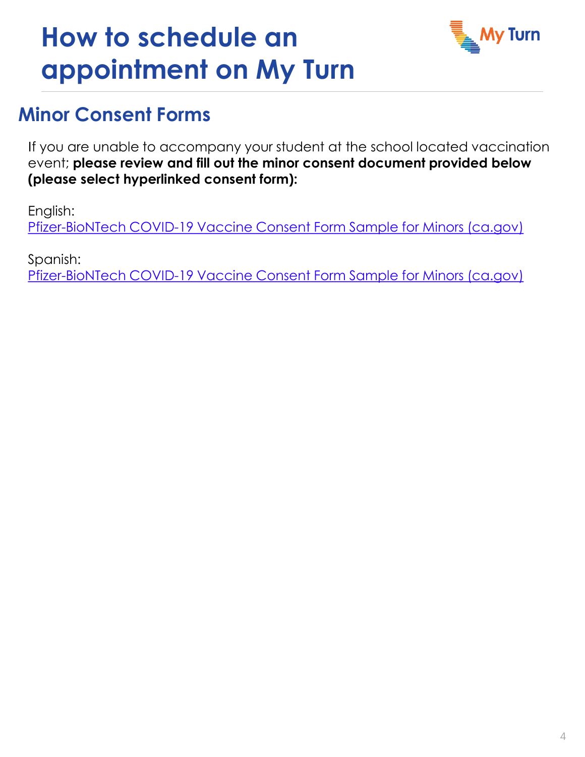# How to schedule an appointment on My Turn

My Turn

## Minor Consent Forms

If you are unable to accompany your student at the school located vaccination event; **please review and fill out the minor consent document provided below (please select hyperlinked consent form):**

English:
Pfizer-BioNTech COVID-19 Vaccine Consent Form Sample for Minors (ca.gov)

Spanish:
Pfizer-BioNTech COVID-19 Vaccine Consent Form Sample for Minors (ca.gov)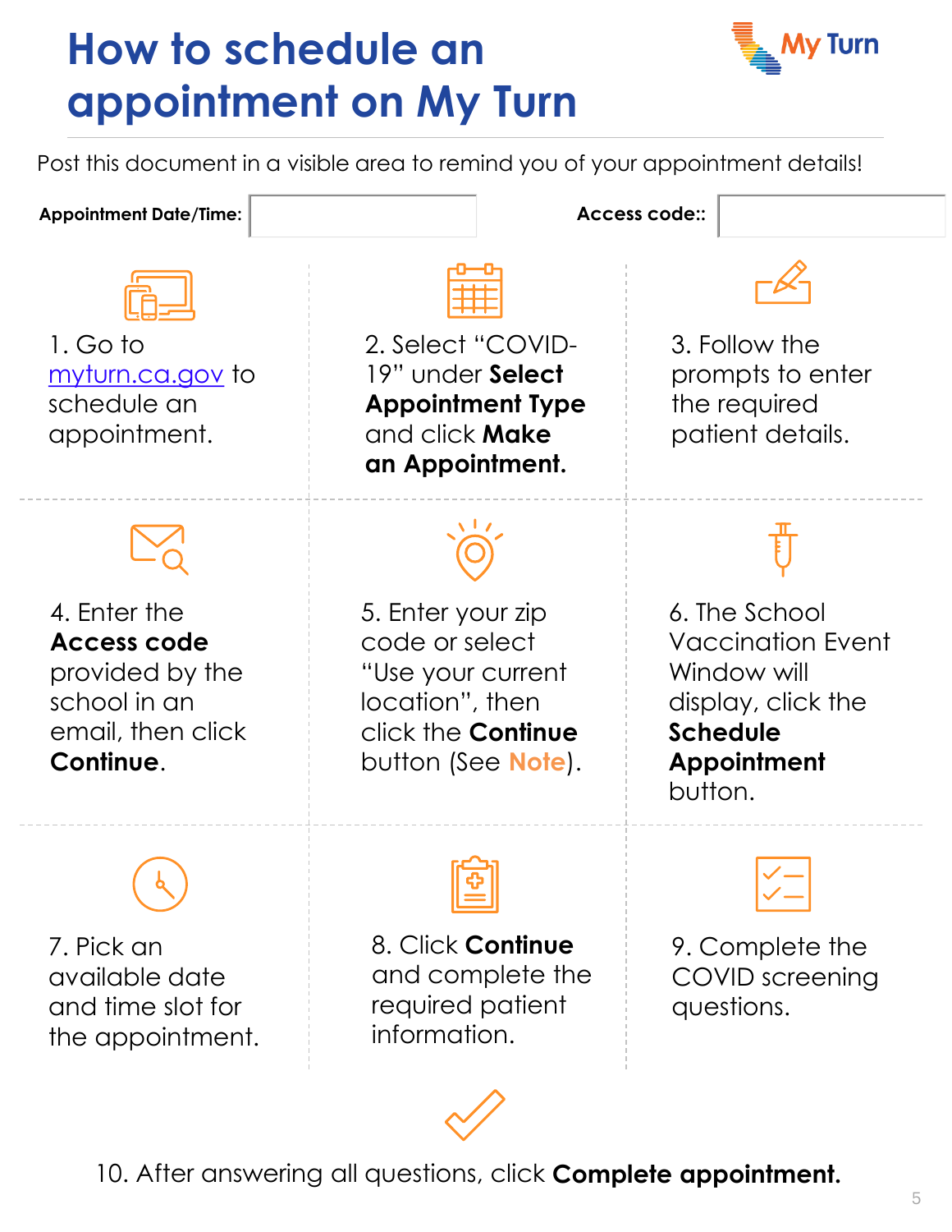# How to schedule an appointment on My Turn

My Turn

Post this document in a visible area to remind you of your appointment details!

**Appointment Date/Time:** 

**Access code::** 

1. Go to myturn.ca.gov to schedule an appointment.

2. Select "COVID-19" under **Select Appointment Type** and click **Make an Appointment.**

3. Follow the prompts to enter the required patient details.

4. Enter the **Access code** provided by the school in an email, then click **Continue**.

5. Enter your zip code or select "Use your current location", then click the **Continue** button (See **Note**).

6. The School Vaccination Event Window will display, click the **Schedule Appointment** button.

7. Pick an available date and time slot for the appointment.

8. Click **Continue** and complete the required patient information.

9. Complete the COVID screening questions.

10. After answering all questions, click **Complete appointment.**